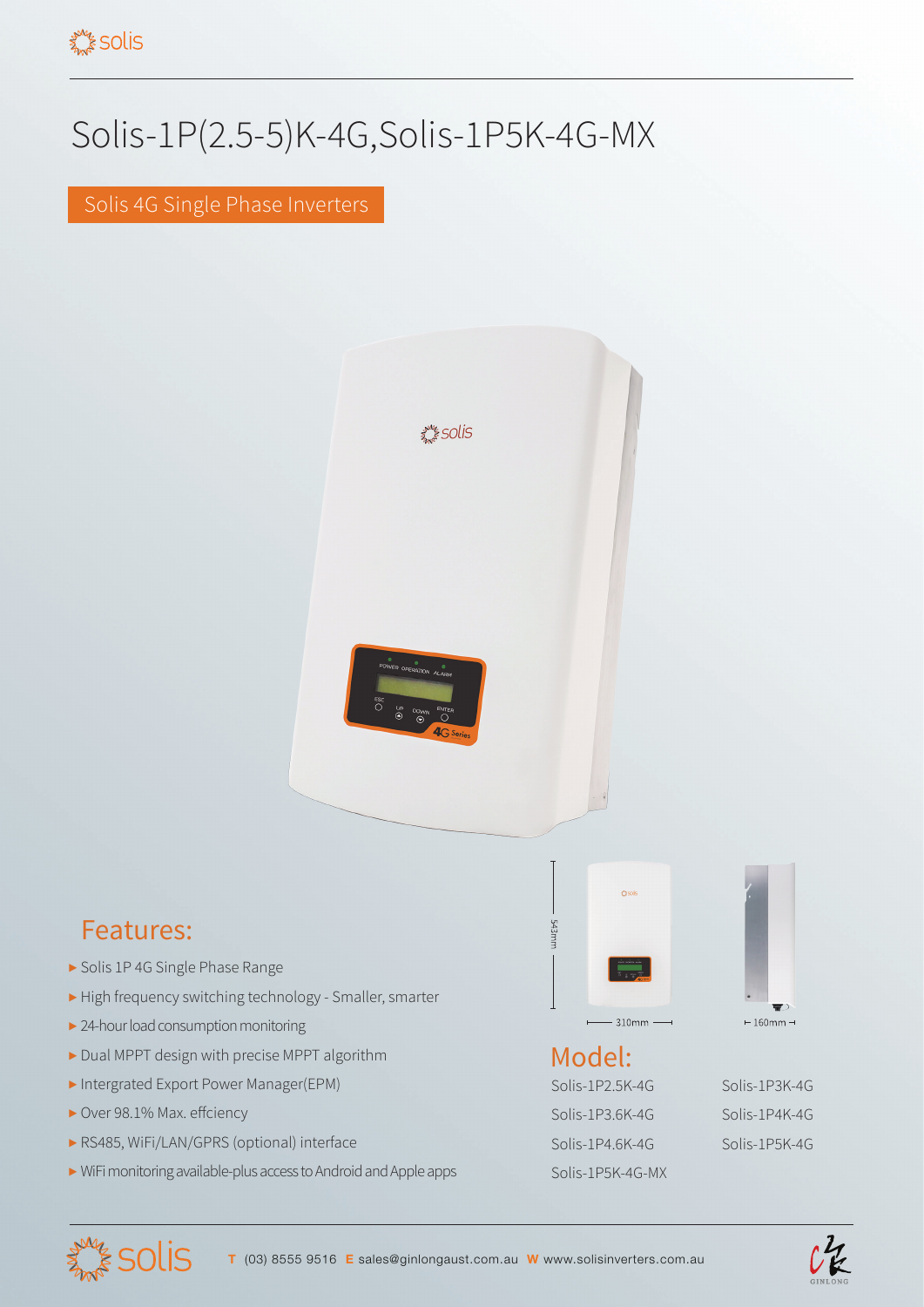# Solis-1P(2.5-5)K-4G,Solis-1P5K-4G-MX

## Solis 4G Single Phase Inverters

## Features:

- Solis 1P 4G Single Phase Range
- High frequency switching technology - Smaller, smarter
- 24-hour load consumption monitoring
- Dual MPPT design with precise MPPT algorithm
- Intergrated Export Power Manager(EPM)
- Over 98.1% Max. effciency
- RS485, WiFi/LAN/GPRS (optional) interface
- WiFi monitoring available-plus access to Android and Apple apps

543mm

310mm

160mm

## Model:

Solis-1P2.5K-4G
Solis-1P3K-4G
Solis-1P3.6K-4G
Solis-1P4K-4G
Solis-1P4.6K-4G
Solis-1P5K-4G
Solis-1P5K-4G-MX

**T** (03) 8555 9516 **E** sales@ginlongaust.com.au **W** www.solisinverters.com.au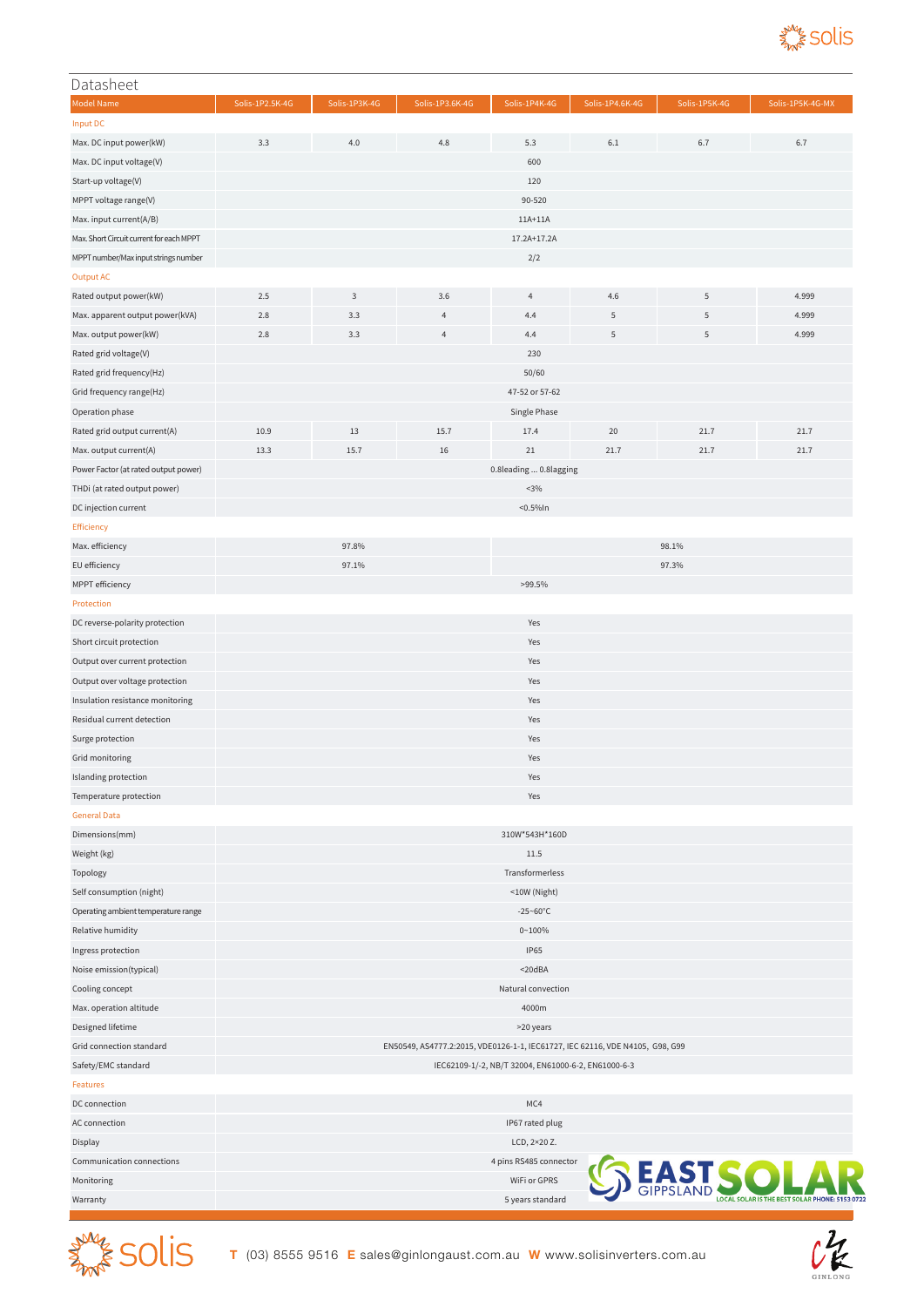## Datasheet

| Model Name | Solis-1P2.5K-4G | Solis-1P3K-4G | Solis-1P3.6K-4G | Solis-1P4K-4G | Solis-1P4.6K-4G | Solis-1P5K-4G | Solis-1P5K-4G-MX |
|---|---|---|---|---|---|---|---|
| **Input DC** | | | | | | | |
| Max. DC input power(kW) | 3.3 | 4.0 | 4.8 | 5.3 | 6.1 | 6.7 | 6.7 |
| Max. DC input voltage(V) | 600 | | | | | | |
| Start-up voltage(V) | 120 | | | | | | |
| MPPT voltage range(V) | 90-520 | | | | | | |
| Max. input current(A/B) | 11A+11A | | | | | | |
| Max. Short Circuit current for each MPPT | 17.2A+17.2A | | | | | | |
| MPPT number/Max input strings number | 2/2 | | | | | | |
| **Output AC** | | | | | | | |
| Rated output power(kW) | 2.5 | 3 | 3.6 | 4 | 4.6 | 5 | 4.999 |
| Max. apparent output power(kVA) | 2.8 | 3.3 | 4 | 4.4 | 5 | 5 | 4.999 |
| Max. output power(kW) | 2.8 | 3.3 | 4 | 4.4 | 5 | 5 | 4.999 |
| Rated grid voltage(V) | 230 | | | | | | |
| Rated grid frequency(Hz) | 50/60 | | | | | | |
| Grid frequency range(Hz) | 47-52 or 57-62 | | | | | | |
| Operation phase | Single Phase | | | | | | |
| Rated grid output current(A) | 10.9 | 13 | 15.7 | 17.4 | 20 | 21.7 | 21.7 |
| Max. output current(A) | 13.3 | 15.7 | 16 | 21 | 21.7 | 21.7 | 21.7 |
| Power Factor (at rated output power) | 0.8leading ... 0.8lagging | | | | | | |
| THDi (at rated output power) | <3% | | | | | | |
| DC injection current | <0.5%In | | | | | | |
| **Efficiency** | | | | | | | |
| Max. efficiency | 97.8% | | | 98.1% | | | |
| EU efficiency | 97.1% | | | 97.3% | | | |
| MPPT efficiency | >99.5% | | | | | | |
| **Protection** | | | | | | | |
| DC reverse-polarity protection | Yes | | | | | | |
| Short circuit protection | Yes | | | | | | |
| Output over current protection | Yes | | | | | | |
| Output over voltage protection | Yes | | | | | | |
| Insulation resistance monitoring | Yes | | | | | | |
| Residual current detection | Yes | | | | | | |
| Surge protection | Yes | | | | | | |
| Grid monitoring | Yes | | | | | | |
| Islanding protection | Yes | | | | | | |
| Temperature protection | Yes | | | | | | |
| **General Data** | | | | | | | |
| Dimensions(mm) | 310W*543H*160D | | | | | | |
| Weight (kg) | 11.5 | | | | | | |
| Topology | Transformerless | | | | | | |
| Self consumption (night) | <10W (Night) | | | | | | |
| Operating ambient temperature range | -25~60°C | | | | | | |
| Relative humidity | 0~100% | | | | | | |
| Ingress protection | IP65 | | | | | | |
| Noise emission(typical) | <20dBA | | | | | | |
| Cooling concept | Natural convection | | | | | | |
| Max. operation altitude | 4000m | | | | | | |
| Designed lifetime | >20 years | | | | | | |
| Grid connection standard | EN50549, AS4777.2:2015, VDE0126-1-1, IEC61727, IEC 62116, VDE N4105, G98, G99 | | | | | | |
| Safety/EMC standard | IEC62109-1/-2, NB/T 32004, EN61000-6-2, EN61000-6-3 | | | | | | |
| **Features** | | | | | | | |
| DC connection | MC4 | | | | | | |
| AC connection | IP67 rated plug | | | | | | |
| Display | LCD, 2×20 Z. | | | | | | |
| Communication connections | 4 pins RS485 connector | | | | | | |
| Monitoring | WiFi or GPRS | | | | | | |
| Warranty | 5 years standard | | | | | | |

EAST GIPPSLAND SOLAR — LOCAL SOLAR IS THE BEST SOLAR PHONE: 5153 0722

solis **T** (03) 8555 9516 **E** sales@ginlongaust.com.au **W** www.solisinverters.com.au

GINLONG